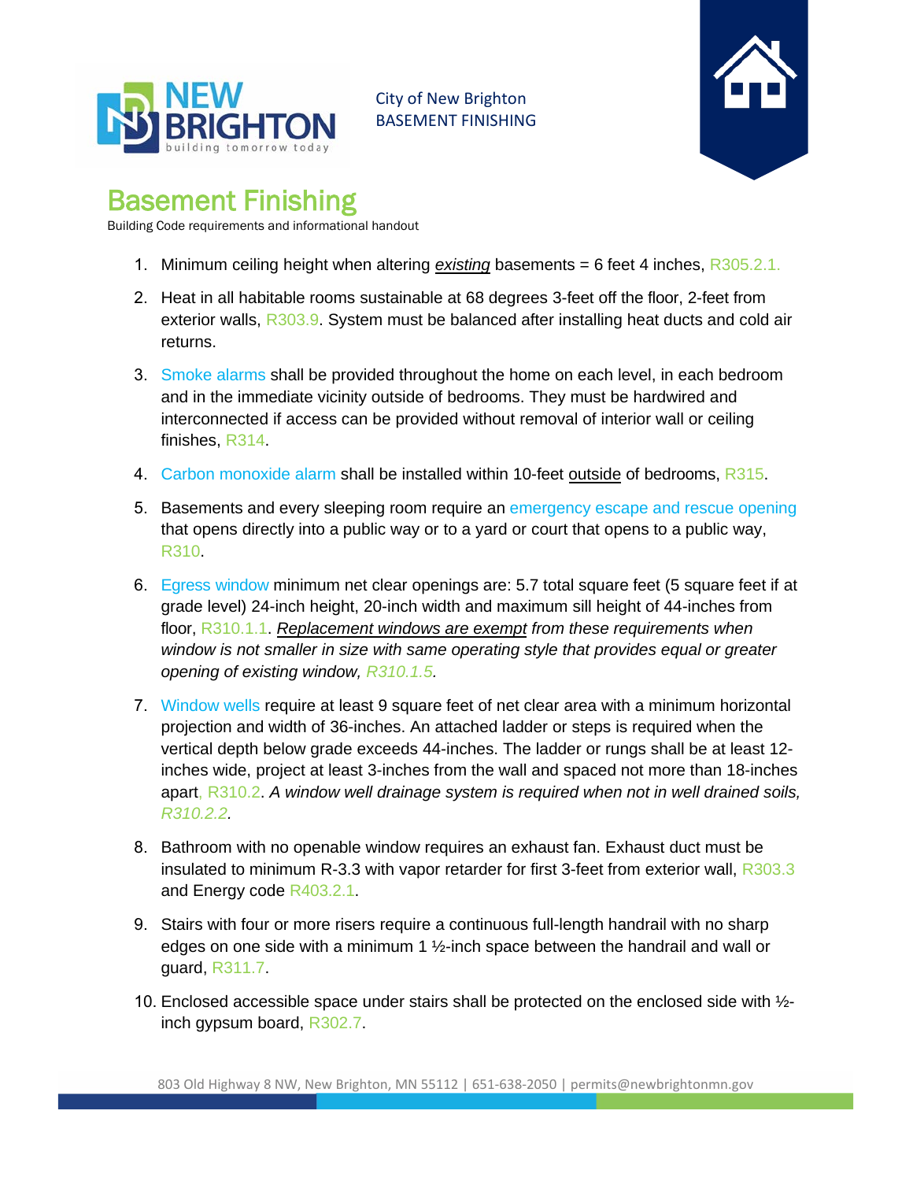City of New Brighton
BASEMENT FINISHING

# Basement Finishing

Building Code requirements and informational handout

1. Minimum ceiling height when altering ***existing*** basements = 6 feet 4 inches, R305.2.1.
2. Heat in all habitable rooms sustainable at 68 degrees 3-feet off the floor, 2-feet from exterior walls, R303.9. System must be balanced after installing heat ducts and cold air returns.
3. Smoke alarms shall be provided throughout the home on each level, in each bedroom and in the immediate vicinity outside of bedrooms. They must be hardwired and interconnected if access can be provided without removal of interior wall or ceiling finishes, R314.
4. Carbon monoxide alarm shall be installed within 10-feet outside of bedrooms, R315.
5. Basements and every sleeping room require an emergency escape and rescue opening that opens directly into a public way or to a yard or court that opens to a public way, R310.
6. Egress window minimum net clear openings are: 5.7 total square feet (5 square feet if at grade level) 24-inch height, 20-inch width and maximum sill height of 44-inches from floor, R310.1.1. *Replacement windows are exempt from these requirements when window is not smaller in size with same operating style that provides equal or greater opening of existing window, R310.1.5.*
7. Window wells require at least 9 square feet of net clear area with a minimum horizontal projection and width of 36-inches. An attached ladder or steps is required when the vertical depth below grade exceeds 44-inches. The ladder or rungs shall be at least 12-inches wide, project at least 3-inches from the wall and spaced not more than 18-inches apart, R310.2. *A window well drainage system is required when not in well drained soils, R310.2.2.*
8. Bathroom with no openable window requires an exhaust fan. Exhaust duct must be insulated to minimum R-3.3 with vapor retarder for first 3-feet from exterior wall, R303.3 and Energy code R403.2.1.
9. Stairs with four or more risers require a continuous full-length handrail with no sharp edges on one side with a minimum 1 ½-inch space between the handrail and wall or guard, R311.7.
10. Enclosed accessible space under stairs shall be protected on the enclosed side with ½-inch gypsum board, R302.7.

803 Old Highway 8 NW, New Brighton, MN 55112 | 651-638-2050 | permits@newbrightonmn.gov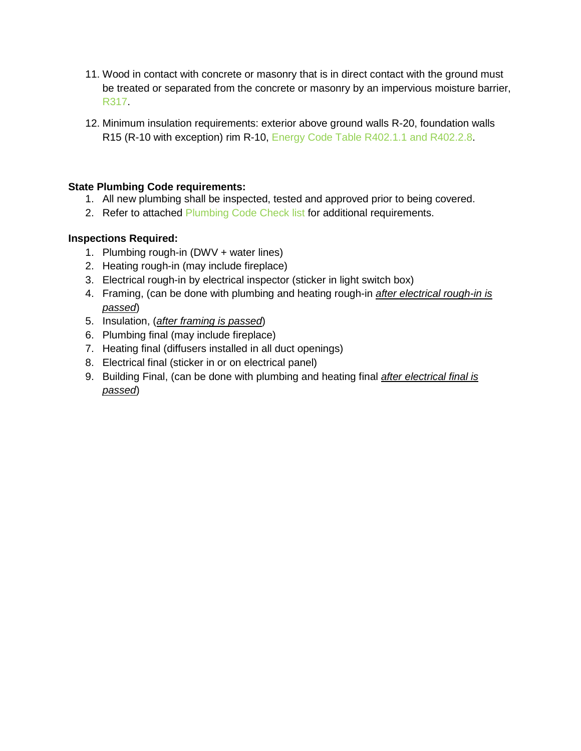11. Wood in contact with concrete or masonry that is in direct contact with the ground must be treated or separated from the concrete or masonry by an impervious moisture barrier, R317.

12. Minimum insulation requirements: exterior above ground walls R-20, foundation walls R15 (R-10 with exception) rim R-10, Energy Code Table R402.1.1 and R402.2.8.

**State Plumbing Code requirements:**

1. All new plumbing shall be inspected, tested and approved prior to being covered.
2. Refer to attached Plumbing Code Check list for additional requirements.

**Inspections Required:**

1. Plumbing rough-in (DWV + water lines)
2. Heating rough-in (may include fireplace)
3. Electrical rough-in by electrical inspector (sticker in light switch box)
4. Framing, (can be done with plumbing and heating rough-in *<u>after electrical rough-in is passed</u>*)
5. Insulation, (*<u>after framing is passed</u>*)
6. Plumbing final (may include fireplace)
7. Heating final (diffusers installed in all duct openings)
8. Electrical final (sticker in or on electrical panel)
9. Building Final, (can be done with plumbing and heating final *<u>after electrical final is passed</u>*)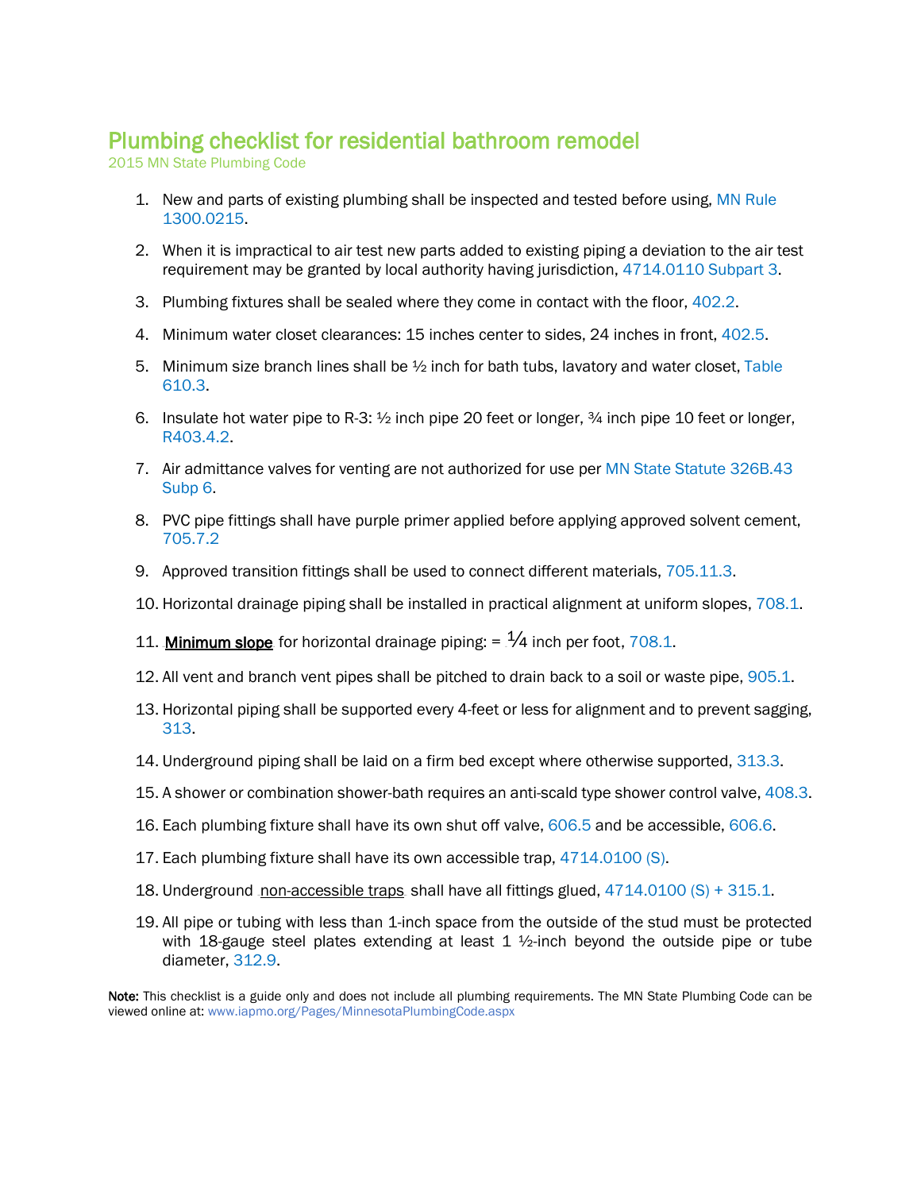# Plumbing checklist for residential bathroom remodel

2015 MN State Plumbing Code

1. New and parts of existing plumbing shall be inspected and tested before using, MN Rule 1300.0215.
2. When it is impractical to air test new parts added to existing piping a deviation to the air test requirement may be granted by local authority having jurisdiction, 4714.0110 Subpart 3.
3. Plumbing fixtures shall be sealed where they come in contact with the floor, 402.2.
4. Minimum water closet clearances: 15 inches center to sides, 24 inches in front, 402.5.
5. Minimum size branch lines shall be ½ inch for bath tubs, lavatory and water closet, Table 610.3.
6. Insulate hot water pipe to R-3: ½ inch pipe 20 feet or longer, ¾ inch pipe 10 feet or longer, R403.4.2.
7. Air admittance valves for venting are not authorized for use per MN State Statute 326B.43 Subp 6.
8. PVC pipe fittings shall have purple primer applied before applying approved solvent cement, 705.7.2
9. Approved transition fittings shall be used to connect different materials, 705.11.3.
10. Horizontal drainage piping shall be installed in practical alignment at uniform slopes, 708.1.
11. <u>**Minimum slope**</u> for horizontal drainage piping: = ¼ inch per foot, 708.1.
12. All vent and branch vent pipes shall be pitched to drain back to a soil or waste pipe, 905.1.
13. Horizontal piping shall be supported every 4-feet or less for alignment and to prevent sagging, 313.
14. Underground piping shall be laid on a firm bed except where otherwise supported, 313.3.
15. A shower or combination shower-bath requires an anti-scald type shower control valve, 408.3.
16. Each plumbing fixture shall have its own shut off valve, 606.5 and be accessible, 606.6.
17. Each plumbing fixture shall have its own accessible trap, 4714.0100 (S).
18. Underground <u>non-accessible traps</u> shall have all fittings glued, 4714.0100 (S) + 315.1.
19. All pipe or tubing with less than 1-inch space from the outside of the stud must be protected with 18-gauge steel plates extending at least 1 ½-inch beyond the outside pipe or tube diameter, 312.9.

**Note:** This checklist is a guide only and does not include all plumbing requirements. The MN State Plumbing Code can be viewed online at: www.iapmo.org/Pages/MinnesotaPlumbingCode.aspx